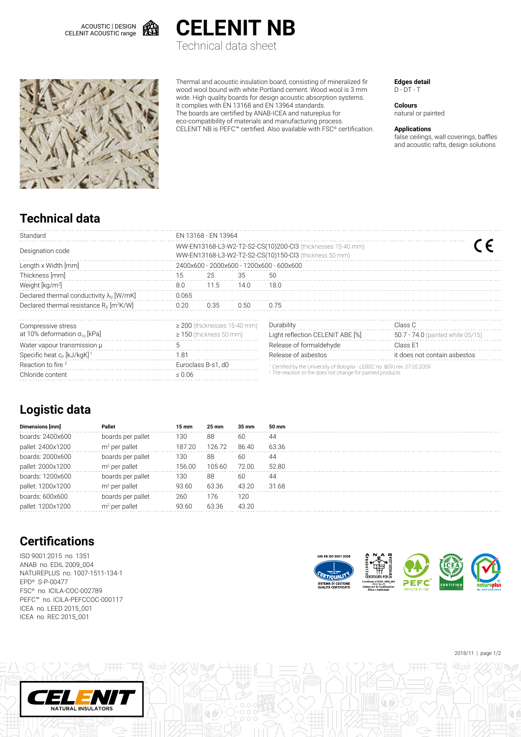ACOUSTIC | DESIGN
CELENIT ACOUSTIC range

# CELENIT NB

Technical data sheet

Thermal and acoustic insulation board, consisting of mineralized fir wood wool bound with white Portland cement. Wood wool is 3 mm wide. High quality boards for design acoustic absorption systems. It complies with EN 13168 and EN 13964 standards. The boards are certified by ANAB-ICEA and natureplus for eco-compatibility of materials and manufacturing process. CELENIT NB is PEFC™ certified. Also available with FSC® certification.

**Edges detail**
D - DT - T

**Colours**
natural or painted

**Applications**
false ceilings, wall coverings, baffles and acoustic rafts, design solutions

## Technical data

| | | | | |
|---|---|---|---|---|
| Standard | EN 13168 - EN 13964 | | | |
| Designation code | WW-EN13168-L3-W2-T2-S2-CS(10)200-Cl3 (thicknesses 15-40 mm)<br>WW-EN13168-L3-W2-T2-S2-CS(10)150-Cl3 (thickness 50 mm) | | | |
| Length x Width [mm] | 2400x600 - 2000x600 - 1200x600 - 600x600 | | | |
| Thickness [mm] | 15 | 25 | 35 | 50 |
| Weight [kg/m²] | 8.0 | 11.5 | 14.0 | 18.0 |
| Declared thermal conductivity $\lambda_D$ [W/mK] | 0.065 | | | |
| Declared thermal resistance $R_D$ [m²K/W] | 0.20 | 0.35 | 0.50 | 0.75 |

| | | | |
|---|---|---|---|
| Compressive stress at 10% deformation $\sigma_{10}$ [kPa] | ≥ 200 (thicknesses 15-40 mm)<br>≥ 150 (thickness 50 mm) | Durability | Class C |
| | | Light reflection CELENIT ABE [%] | 50.7 - 74.0 (painted white 05/15) |
| Water vapour transmission μ | 5 | Release of formaldehyde | Class E1 |
| Specific heat $c_p$ [kJ/kgK] [1] | 1.81 | Release of asbestos | it does not contain asbestos |
| Reaction to fire [2] | Euroclass B-s1, d0 | | |
| Chloride content | ≤ 0.06 | | |

[1] Certified by the University of Bologna - LEBSC no. 809 | rev. 07.05.2009
[2] The reaction to fire does not change for painted products

## Logistic data

| Dimensions [mm] | Pallet | 15 mm | 25 mm | 35 mm | 50 mm |
|---|---|---|---|---|---|
| boards: 2400x600 | boards per pallet | 130 | 88 | 60 | 44 |
| pallet: 2400x1200 | m² per pallet | 187.20 | 126.72 | 86.40 | 63.36 |
| boards: 2000x600 | boards per pallet | 130 | 88 | 60 | 44 |
| pallet: 2000x1200 | m² per pallet | 156.00 | 105.60 | 72.00 | 52.80 |
| boards: 1200x600 | boards per pallet | 130 | 88 | 60 | 44 |
| pallet: 1200x1200 | m² per pallet | 93.60 | 63.36 | 43.20 | 31.68 |
| boards: 600x600 | boards per pallet | 260 | 176 | 120 | |
| pallet: 1200x1200 | m² per pallet | 93.60 | 63.36 | 43.20 | |

## Certifications

ISO 9001:2015 no. 1351
ANAB no. EDIL 2009_004
NATUREPLUS no. 1007-1511-134-1
EPD® S-P-00477
FSC® no. ICILA-COC-002789
PEFC™ no. ICILA-PEFCCOC-000117
ICEA no. LEED 2015_001
ICEA no. REC 2015_001

2018/11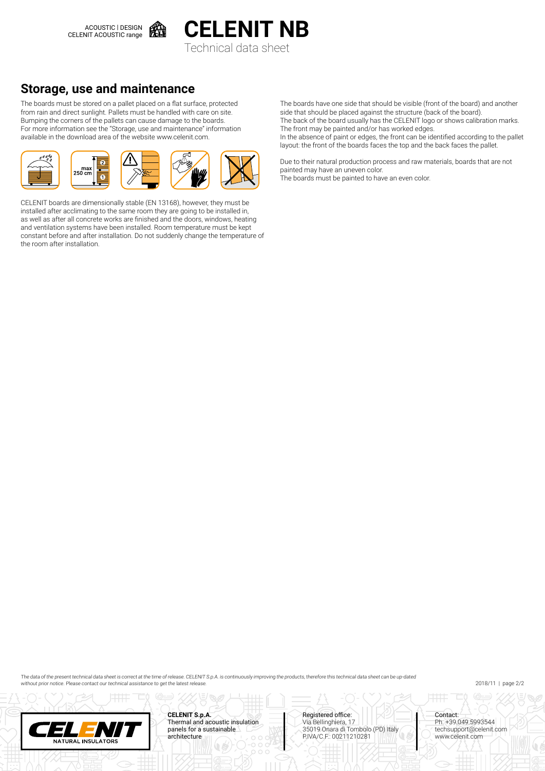## Storage, use and maintenance

The boards must be stored on a pallet placed on a flat surface, protected from rain and direct sunlight. Pallets must be handled with care on site. Bumping the corners of the pallets can cause damage to the boards. For more information see the "Storage, use and maintenance" information available in the download area of the website www.celenit.com.

max 250 cm

CELENIT boards are dimensionally stable (EN 13168), however, they must be installed after acclimating to the same room they are going to be installed in, as well as after all concrete works are finished and the doors, windows, heating and ventilation systems have been installed. Room temperature must be kept constant before and after installation. Do not suddenly change the temperature of the room after installation.

The boards have one side that should be visible (front of the board) and another side that should be placed against the structure (back of the board).
The back of the board usually has the CELENIT logo or shows calibration marks.
The front may be painted and/or has worked edges.
In the absence of paint or edges, the front can be identified according to the pallet layout: the front of the boards faces the top and the back faces the pallet.

Due to their natural production process and raw materials, boards that are not painted may have an uneven color.
The boards must be painted to have an even color.

*The data of the present technical data sheet is correct at the time of release. CELENIT S.p.A. is continuously improving the products, therefore this technical data sheet can be up-dated without prior notice. Please contact our technical assistance to get the latest release.*

2018/11

**CELENIT S.p.A.**
Thermal and acoustic insulation panels for a sustainable architecture

Registered office:
Via Bellinghiera, 17
35019 Onara di Tombolo (PD) Italy
P.IVA/C.F.: 00211210281

Contact:
Ph. +39.049.5993544
techsupport@celenit.com
www.celenit.com